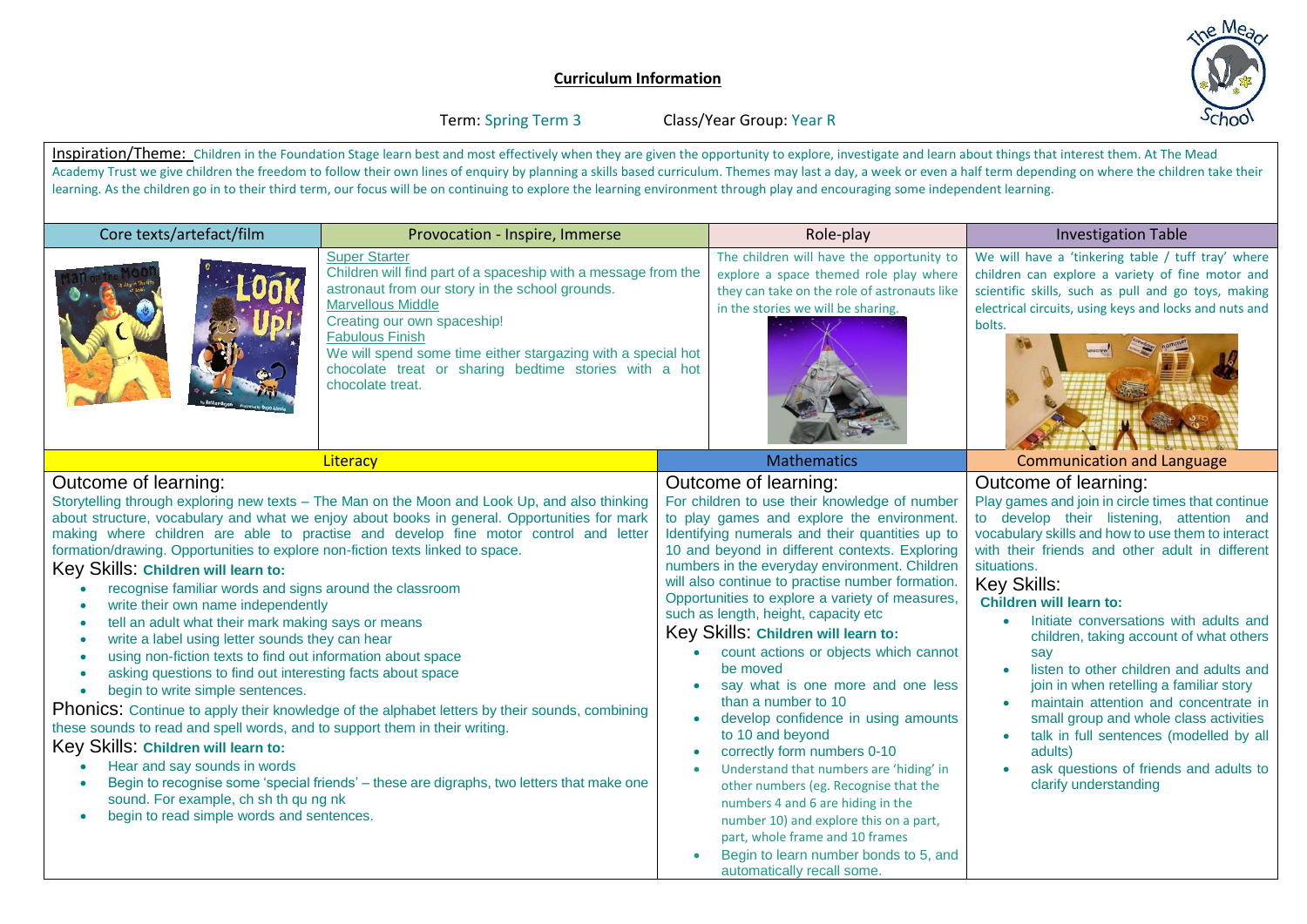# Curriculum Information

Term: Spring Term 3 Class/Year Group: Year R

Inspiration/Theme: Children in the Foundation Stage learn best and most effectively when they are given the opportunity to explore, investigate and learn about things that interest them. At The Mead Academy Trust we give children the freedom to follow their own lines of enquiry by planning a skills based curriculum. Themes may last a day, a week or even a half term depending on where the children take their learning. As the children go in to their third term, our focus will be on continuing to explore the learning environment through play and encouraging some independent learning.

| Core texts/artefact/film | Provocation - Inspire, Immerse | Role-play | Investigation Table |
|---|---|---|---|
| Man on the Moon; Look Up! | Super Starter<br>Children will find part of a spaceship with a message from the astronaut from our story in the school grounds.<br>Marvellous Middle<br>Creating our own spaceship!<br>Fabulous Finish<br>We will spend some time either stargazing with a special hot chocolate treat or sharing bedtime stories with a hot chocolate treat. | The children will have the opportunity to explore a space themed role play where they can take on the role of astronauts like in the stories we will be sharing. | We will have a 'tinkering table / tuff tray' where children can explore a variety of fine motor and scientific skills, such as pull and go toys, making electrical circuits, using keys and locks and nuts and bolts. |

## Literacy

### Outcome of learning:

Storytelling through exploring new texts – The Man on the Moon and Look Up, and also thinking about structure, vocabulary and what we enjoy about books in general. Opportunities for mark making where children are able to practise and develop fine motor control and letter formation/drawing. Opportunities to explore non-fiction texts linked to space.

### Key Skills: **Children will learn to:**

- recognise familiar words and signs around the classroom
- write their own name independently
- tell an adult what their mark making says or means
- write a label using letter sounds they can hear
- using non-fiction texts to find out information about space
- asking questions to find out interesting facts about space
- begin to write simple sentences.

**Phonics:** Continue to apply their knowledge of the alphabet letters by their sounds, combining these sounds to read and spell words, and to support them in their writing.

### Key Skills: **Children will learn to:**

- Hear and say sounds in words
- Begin to recognise some 'special friends' – these are digraphs, two letters that make one sound. For example, ch sh th qu ng nk
- begin to read simple words and sentences.

## Mathematics

### Outcome of learning:

For children to use their knowledge of number to play games and explore the environment. Identifying numerals and their quantities up to 10 and beyond in different contexts. Exploring numbers in the everyday environment. Children will also continue to practise number formation. Opportunities to explore a variety of measures, such as length, height, capacity etc

### Key Skills: **Children will learn to:**

- count actions or objects which cannot be moved
- say what is one more and one less than a number to 10
- develop confidence in using amounts to 10 and beyond
- correctly form numbers 0-10
- Understand that numbers are 'hiding' in other numbers (eg. Recognise that the numbers 4 and 6 are hiding in the number 10) and explore this on a part, part, whole frame and 10 frames
- Begin to learn number bonds to 5, and automatically recall some.

## Communication and Language

### Outcome of learning:

Play games and join in circle times that continue to develop their listening, attention and vocabulary skills and how to use them to interact with their friends and other adult in different situations.

### Key Skills:

**Children will learn to:**

- Initiate conversations with adults and children, taking account of what others say
- listen to other children and adults and join in when retelling a familiar story
- maintain attention and concentrate in small group and whole class activities
- talk in full sentences (modelled by all adults)
- ask questions of friends and adults to clarify understanding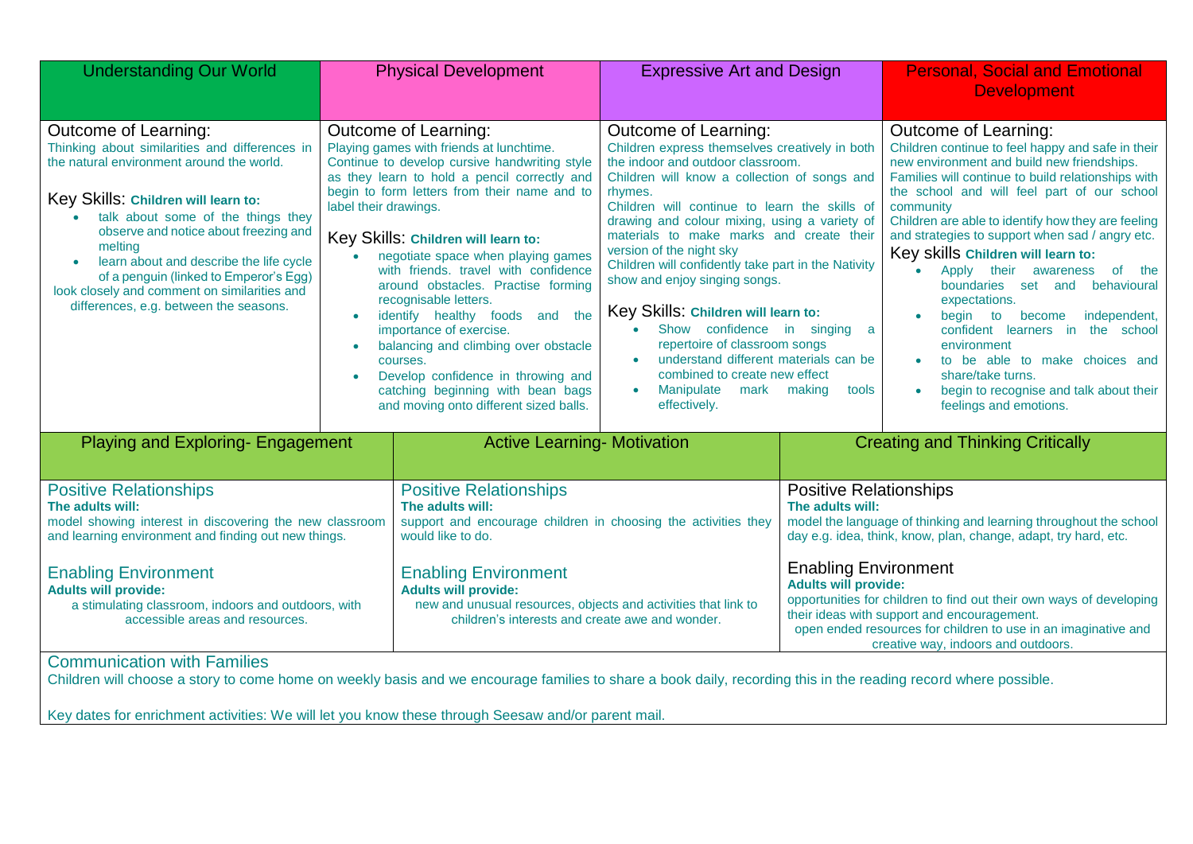| Understanding Our World | Physical Development | Expressive Art and Design | Personal, Social and Emotional Development |
|---|---|---|---|
| Outcome of Learning:<br>Thinking about similarities and differences in the natural environment around the world.<br><br>Key Skills: **Children will learn to:**<br>• talk about some of the things they observe and notice about freezing and melting<br>• learn about and describe the life cycle of a penguin (linked to Emperor's Egg)<br>look closely and comment on similarities and differences, e.g. between the seasons. | Outcome of Learning:<br>Playing games with friends at lunchtime.<br>Continue to develop cursive handwriting style as they learn to hold a pencil correctly and begin to form letters from their name and to label their drawings.<br><br>Key Skills: **Children will learn to:**<br>• negotiate space when playing games with friends. travel with confidence around obstacles. Practise forming recognisable letters.<br>• identify healthy foods and the importance of exercise.<br>• balancing and climbing over obstacle courses.<br>• Develop confidence in throwing and catching beginning with bean bags and moving onto different sized balls. | Outcome of Learning:<br>Children express themselves creatively in both the indoor and outdoor classroom.<br>Children will know a collection of songs and rhymes.<br>Children will continue to learn the skills of drawing and colour mixing, using a variety of materials to make marks and create their version of the night sky<br>Children will confidently take part in the Nativity show and enjoy singing songs.<br><br>Key Skills: **Children will learn to:**<br>• Show confidence in singing a repertoire of classroom songs<br>• understand different materials can be combined to create new effect<br>• Manipulate mark making tools effectively. | Outcome of Learning:<br>Children continue to feel happy and safe in their new environment and build new friendships.<br>Families will continue to build relationships with the school and will feel part of our school community<br>Children are able to identify how they are feeling and strategies to support when sad / angry etc.<br>Key skills **Children will learn to:**<br>• Apply their awareness of the boundaries set and behavioural expectations.<br>• begin to become independent, confident learners in the school environment<br>• to be able to make choices and share/take turns.<br>• begin to recognise and talk about their feelings and emotions. |

| Playing and Exploring- Engagement | Active Learning- Motivation | Creating and Thinking Critically |
|---|---|---|
| Positive Relationships<br>**The adults will:**<br>model showing interest in discovering the new classroom and learning environment and finding out new things.<br><br>Enabling Environment<br>**Adults will provide:**<br>a stimulating classroom, indoors and outdoors, with accessible areas and resources. | Positive Relationships<br>**The adults will:**<br>support and encourage children in choosing the activities they would like to do.<br><br>Enabling Environment<br>**Adults will provide:**<br>new and unusual resources, objects and activities that link to children's interests and create awe and wonder. | Positive Relationships<br>**The adults will:**<br>model the language of thinking and learning throughout the school day e.g. idea, think, know, plan, change, adapt, try hard, etc.<br><br>Enabling Environment<br>**Adults will provide:**<br>opportunities for children to find out their own ways of developing their ideas with support and encouragement.<br>open ended resources for children to use in an imaginative and creative way, indoors and outdoors. |

## Communication with Families

Children will choose a story to come home on weekly basis and we encourage families to share a book daily, recording this in the reading record where possible.

Key dates for enrichment activities: We will let you know these through Seesaw and/or parent mail.